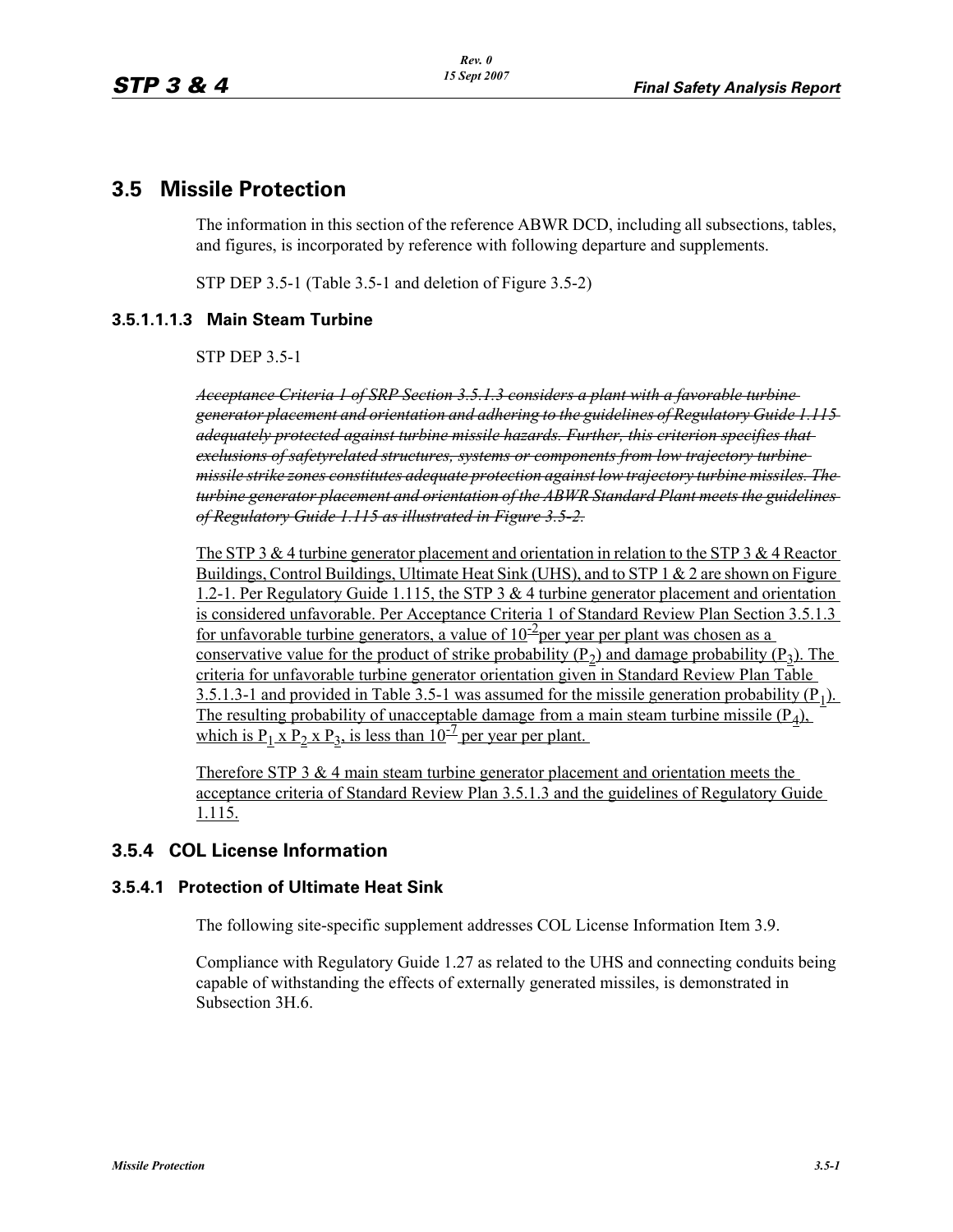# 3.5 Missile Protection

The information in this section of the reference ABWR DCD, including all subsections, tables, and figures, is incorporated by reference with following departure and supplements.

STP DEP 3.5-1 (Table 3.5-1 and deletion of Figure 3.5-2)

### 3.5.1.1.1.3 Main Steam Turbine

STP DEP 3.5-1

~~*Acceptance Criteria 1 of SRP Section 3.5.1.3 considers a plant with a favorable turbine generator placement and orientation and adhering to the guidelines of Regulatory Guide 1.115 adequately protected against turbine missile hazards. Further, this criterion specifies that exclusions of safetyrelated structures, systems or components from low trajectory turbine missile strike zones constitutes adequate protection against low trajectory turbine missiles. The turbine generator placement and orientation of the ABWR Standard Plant meets the guidelines of Regulatory Guide 1.115 as illustrated in Figure 3.5-2.*~~

<u>The STP 3 & 4 turbine generator placement and orientation in relation to the STP 3 & 4 Reactor Buildings, Control Buildings, Ultimate Heat Sink (UHS), and to STP 1 & 2 are shown on Figure 1.2-1. Per Regulatory Guide 1.115, the STP 3 & 4 turbine generator placement and orientation is considered unfavorable. Per Acceptance Criteria 1 of Standard Review Plan Section 3.5.1.3 for unfavorable turbine generators, a value of $10^{-2}$ per year per plant was chosen as a conservative value for the product of strike probability ($P_2$) and damage probability ($P_3$). The criteria for unfavorable turbine generator orientation given in Standard Review Plan Table 3.5.1.3-1 and provided in Table 3.5-1 was assumed for the missile generation probability ($P_1$). The resulting probability of unacceptable damage from a main steam turbine missile ($P_4$), which is $P_1$ x $P_2$ x $P_3$, is less than $10^{-7}$ per year per plant.</u>

<u>Therefore STP 3 & 4 main steam turbine generator placement and orientation meets the acceptance criteria of Standard Review Plan 3.5.1.3 and the guidelines of Regulatory Guide 1.115.</u>

## 3.5.4 COL License Information

### 3.5.4.1 Protection of Ultimate Heat Sink

The following site-specific supplement addresses COL License Information Item 3.9.

Compliance with Regulatory Guide 1.27 as related to the UHS and connecting conduits being capable of withstanding the effects of externally generated missiles, is demonstrated in Subsection 3H.6.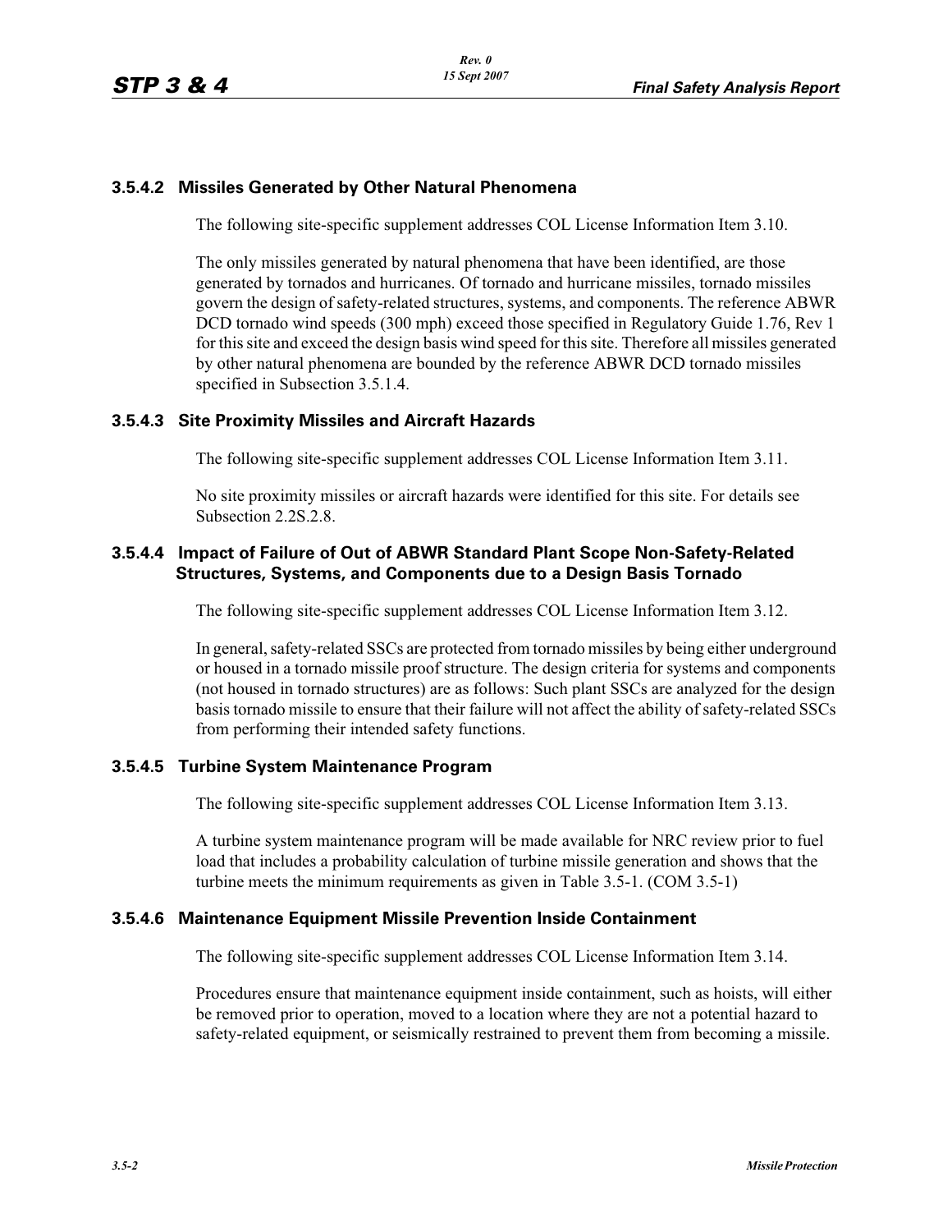### 3.5.4.2 Missiles Generated by Other Natural Phenomena

The following site-specific supplement addresses COL License Information Item 3.10.

The only missiles generated by natural phenomena that have been identified, are those generated by tornados and hurricanes. Of tornado and hurricane missiles, tornado missiles govern the design of safety-related structures, systems, and components. The reference ABWR DCD tornado wind speeds (300 mph) exceed those specified in Regulatory Guide 1.76, Rev 1 for this site and exceed the design basis wind speed for this site. Therefore all missiles generated by other natural phenomena are bounded by the reference ABWR DCD tornado missiles specified in Subsection 3.5.1.4.

### 3.5.4.3 Site Proximity Missiles and Aircraft Hazards

The following site-specific supplement addresses COL License Information Item 3.11.

No site proximity missiles or aircraft hazards were identified for this site. For details see Subsection 2.2S.2.8.

### 3.5.4.4 Impact of Failure of Out of ABWR Standard Plant Scope Non-Safety-Related Structures, Systems, and Components due to a Design Basis Tornado

The following site-specific supplement addresses COL License Information Item 3.12.

In general, safety-related SSCs are protected from tornado missiles by being either underground or housed in a tornado missile proof structure. The design criteria for systems and components (not housed in tornado structures) are as follows: Such plant SSCs are analyzed for the design basis tornado missile to ensure that their failure will not affect the ability of safety-related SSCs from performing their intended safety functions.

### 3.5.4.5 Turbine System Maintenance Program

The following site-specific supplement addresses COL License Information Item 3.13.

A turbine system maintenance program will be made available for NRC review prior to fuel load that includes a probability calculation of turbine missile generation and shows that the turbine meets the minimum requirements as given in Table 3.5-1. (COM 3.5-1)

### 3.5.4.6 Maintenance Equipment Missile Prevention Inside Containment

The following site-specific supplement addresses COL License Information Item 3.14.

Procedures ensure that maintenance equipment inside containment, such as hoists, will either be removed prior to operation, moved to a location where they are not a potential hazard to safety-related equipment, or seismically restrained to prevent them from becoming a missile.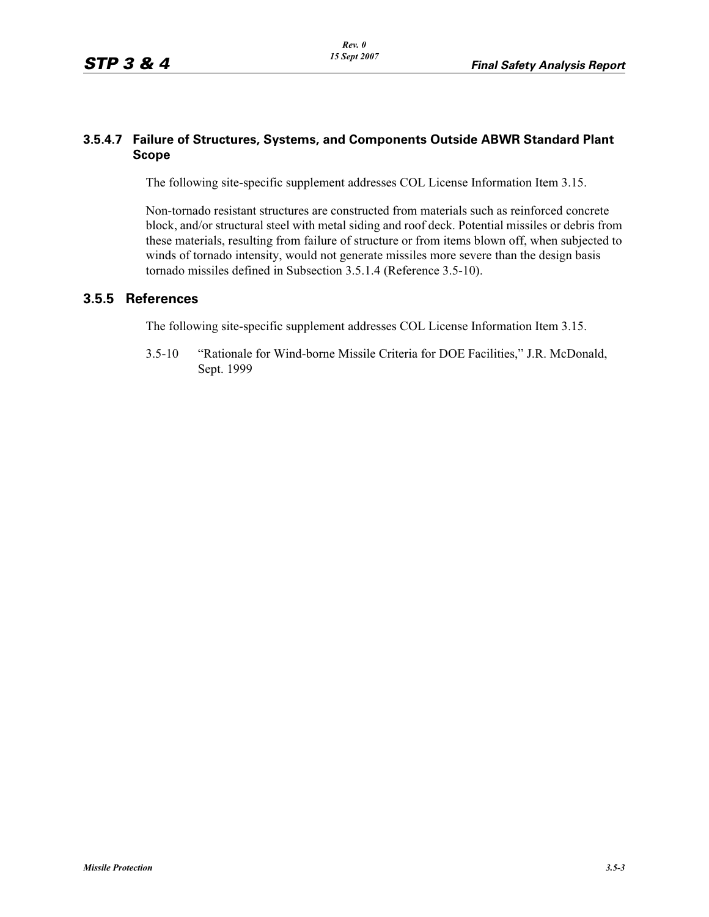### 3.5.4.7 Failure of Structures, Systems, and Components Outside ABWR Standard Plant Scope

The following site-specific supplement addresses COL License Information Item 3.15.

Non-tornado resistant structures are constructed from materials such as reinforced concrete block, and/or structural steel with metal siding and roof deck. Potential missiles or debris from these materials, resulting from failure of structure or from items blown off, when subjected to winds of tornado intensity, would not generate missiles more severe than the design basis tornado missiles defined in Subsection 3.5.1.4 (Reference 3.5-10).

## 3.5.5 References

The following site-specific supplement addresses COL License Information Item 3.15.

3.5-10 "Rationale for Wind-borne Missile Criteria for DOE Facilities," J.R. McDonald, Sept. 1999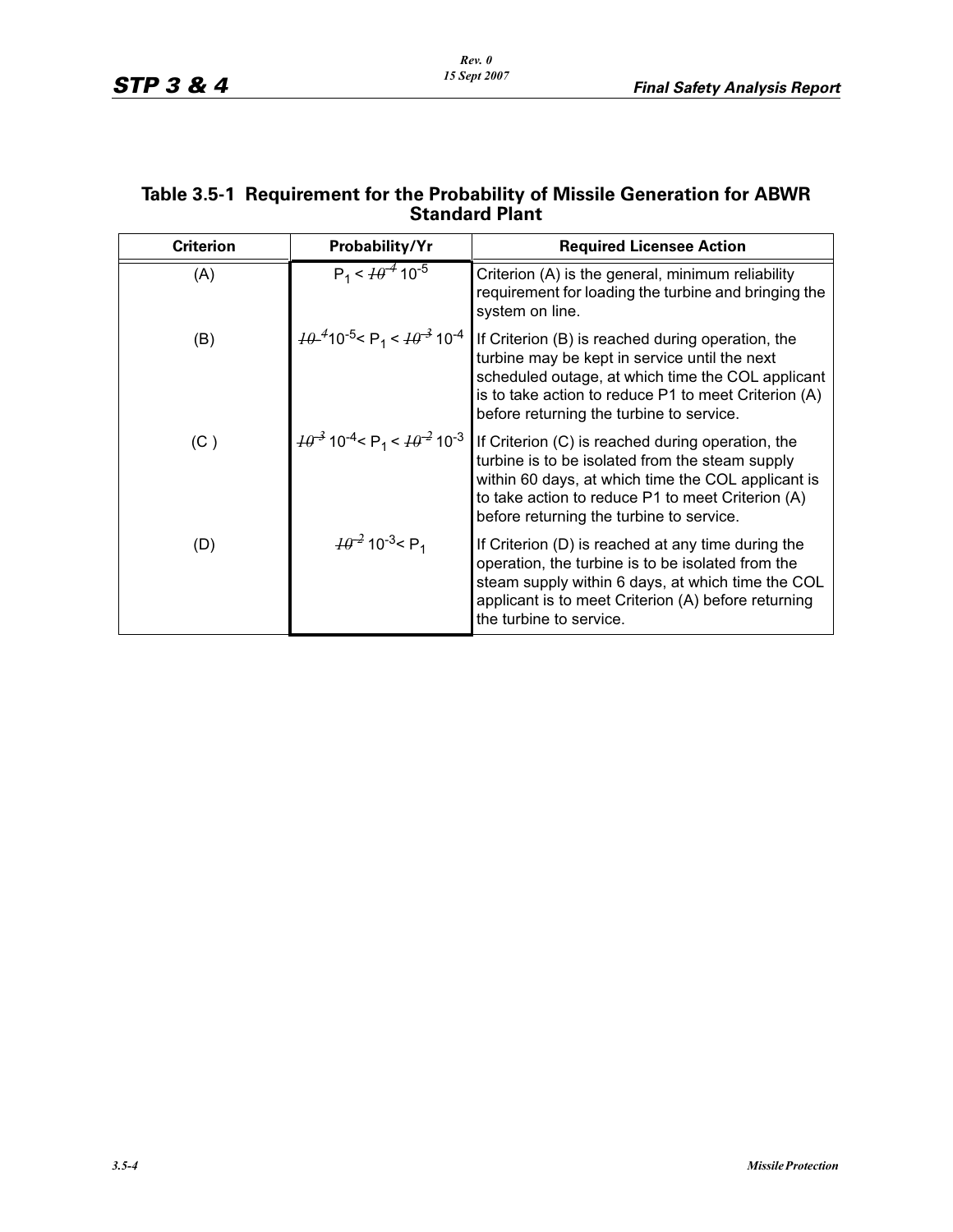## Table 3.5-1 Requirement for the Probability of Missile Generation for ABWR Standard Plant

| Criterion | Probability/Yr | Required Licensee Action |
|---|---|---|
| (A) | $P_1 <$ ~~$10^{-4}$~~ $10^{-5}$ | Criterion (A) is the general, minimum reliability requirement for loading the turbine and bringing the system on line. |
| (B) | ~~$10^{-4}$~~ $10^{-5} < P_1 <$ ~~$10^{-3}$~~ $10^{-4}$ | If Criterion (B) is reached during operation, the turbine may be kept in service until the next scheduled outage, at which time the COL applicant is to take action to reduce P1 to meet Criterion (A) before returning the turbine to service. |
| (C ) | ~~$10^{-3}$~~ $10^{-4} < P_1 <$ ~~$10^{-2}$~~ $10^{-3}$ | If Criterion (C) is reached during operation, the turbine is to be isolated from the steam supply within 60 days, at which time the COL applicant is to take action to reduce P1 to meet Criterion (A) before returning the turbine to service. |
| (D) | ~~$10^{-2}$~~ $10^{-3} < P_1$ | If Criterion (D) is reached at any time during the operation, the turbine is to be isolated from the steam supply within 6 days, at which time the COL applicant is to meet Criterion (A) before returning the turbine to service. |